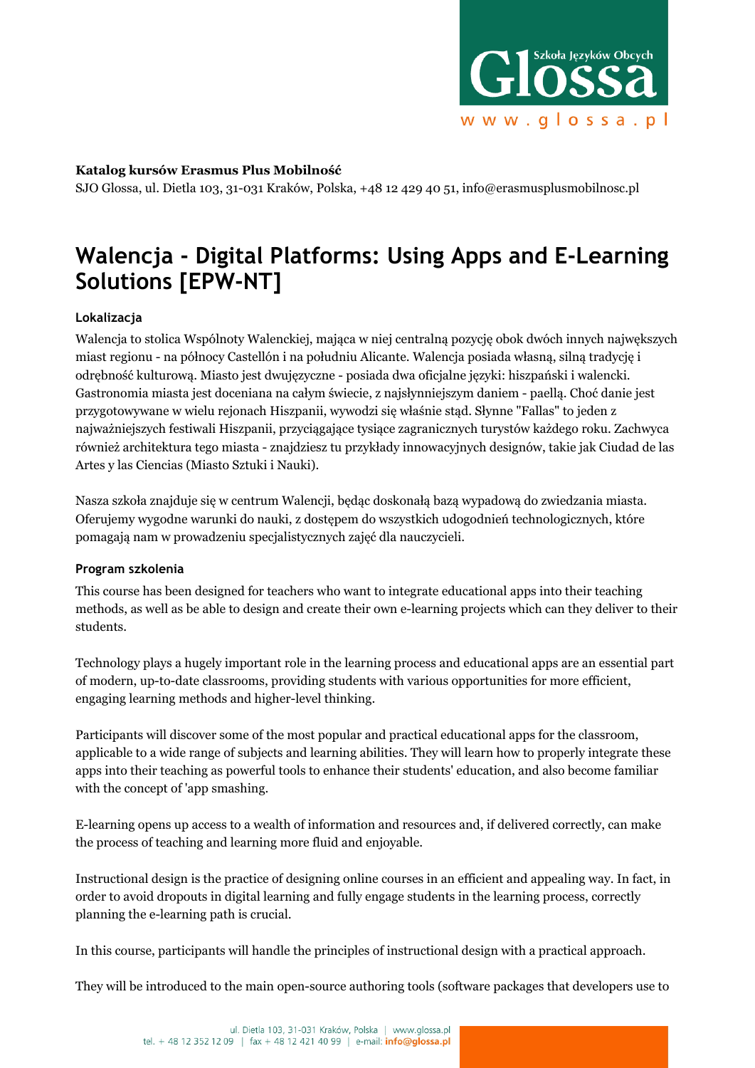**Katalog kursów Erasmus Plus Mobilność**
SJO Glossa, ul. Dietla 103, 31-031 Kraków, Polska, +48 12 429 40 51, info@erasmusplusmobilnosc.pl

# Walencja - Digital Platforms: Using Apps and E-Learning Solutions [EPW-NT]

### Lokalizacja

Walencja to stolica Wspólnoty Walenckiej, mająca w niej centralną pozycję obok dwóch innych największych miast regionu - na północy Castellón i na południu Alicante. Walencja posiada własną, silną tradycję i odrębność kulturową. Miasto jest dwujęzyczne - posiada dwa oficjalne języki: hiszpański i walencki. Gastronomia miasta jest doceniana na całym świecie, z najsłynniejszym daniem - paellą. Choć danie jest przygotowywane w wielu rejonach Hiszpanii, wywodzi się właśnie stąd. Słynne "Fallas" to jeden z najważniejszych festiwali Hiszpanii, przyciągające tysiące zagranicznych turystów każdego roku. Zachwyca również architektura tego miasta - znajdziesz tu przykłady innowacyjnych designów, takie jak Ciudad de las Artes y las Ciencias (Miasto Sztuki i Nauki).

Nasza szkoła znajduje się w centrum Walencji, będąc doskonałą bazą wypadową do zwiedzania miasta. Oferujemy wygodne warunki do nauki, z dostępem do wszystkich udogodnień technologicznych, które pomagają nam w prowadzeniu specjalistycznych zajęć dla nauczycieli.

### Program szkolenia

This course has been designed for teachers who want to integrate educational apps into their teaching methods, as well as be able to design and create their own e-learning projects which can they deliver to their students.

Technology plays a hugely important role in the learning process and educational apps are an essential part of modern, up-to-date classrooms, providing students with various opportunities for more efficient, engaging learning methods and higher-level thinking.

Participants will discover some of the most popular and practical educational apps for the classroom, applicable to a wide range of subjects and learning abilities. They will learn how to properly integrate these apps into their teaching as powerful tools to enhance their students' education, and also become familiar with the concept of 'app smashing.

E-learning opens up access to a wealth of information and resources and, if delivered correctly, can make the process of teaching and learning more fluid and enjoyable.

Instructional design is the practice of designing online courses in an efficient and appealing way. In fact, in order to avoid dropouts in digital learning and fully engage students in the learning process, correctly planning the e-learning path is crucial.

In this course, participants will handle the principles of instructional design with a practical approach.

They will be introduced to the main open-source authoring tools (software packages that developers use to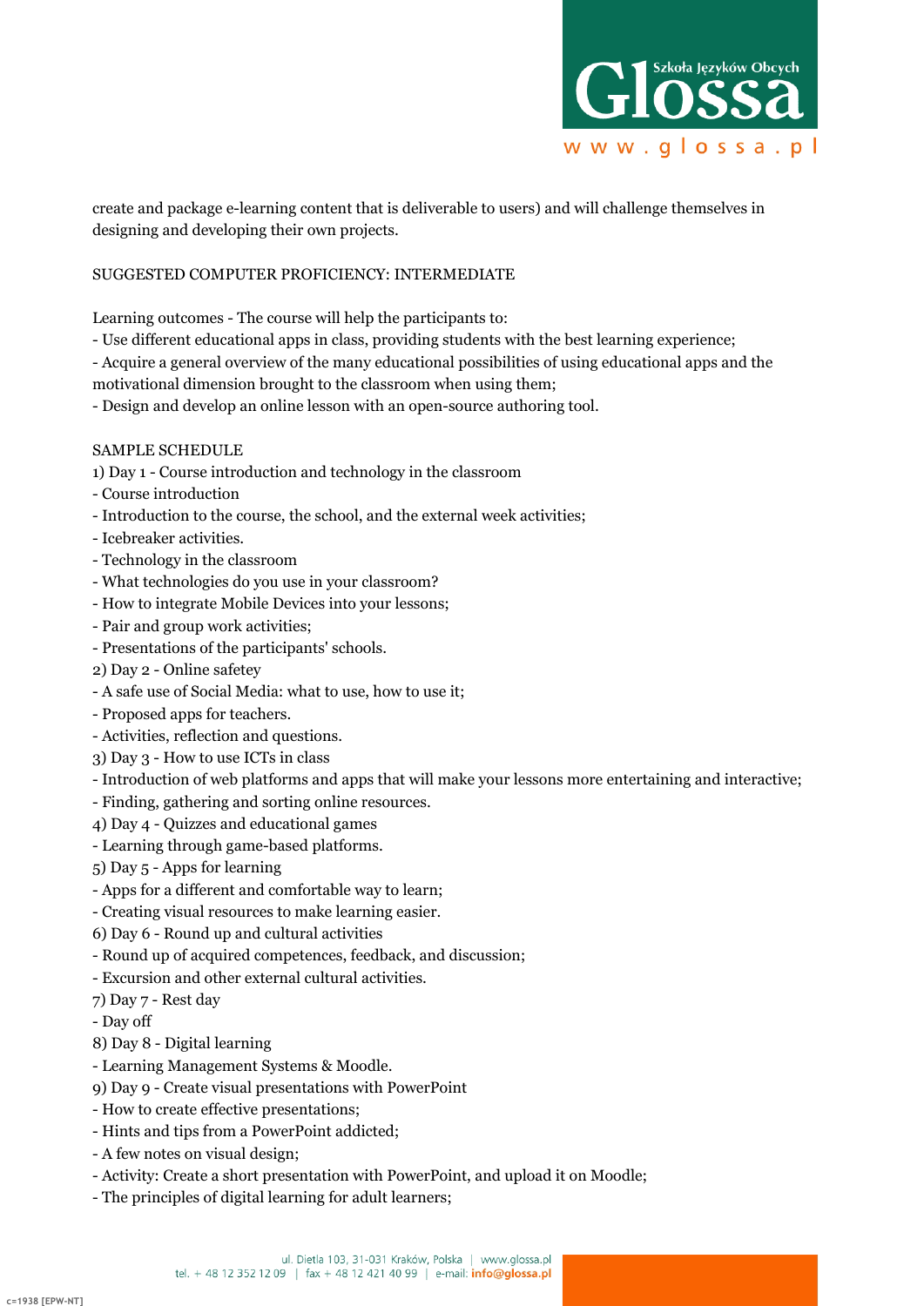create and package e-learning content that is deliverable to users) and will challenge themselves in designing and developing their own projects.

SUGGESTED COMPUTER PROFICIENCY: INTERMEDIATE

Learning outcomes - The course will help the participants to:
- Use different educational apps in class, providing students with the best learning experience;
- Acquire a general overview of the many educational possibilities of using educational apps and the motivational dimension brought to the classroom when using them;
- Design and develop an online lesson with an open-source authoring tool.

SAMPLE SCHEDULE
1) Day 1 - Course introduction and technology in the classroom
- Course introduction
- Introduction to the course, the school, and the external week activities;
- Icebreaker activities.
- Technology in the classroom
- What technologies do you use in your classroom?
- How to integrate Mobile Devices into your lessons;
- Pair and group work activities;
- Presentations of the participants' schools.
2) Day 2 - Online safetey
- A safe use of Social Media: what to use, how to use it;
- Proposed apps for teachers.
- Activities, reflection and questions.
3) Day 3 - How to use ICTs in class
- Introduction of web platforms and apps that will make your lessons more entertaining and interactive;
- Finding, gathering and sorting online resources.
4) Day 4 - Quizzes and educational games
- Learning through game-based platforms.
5) Day 5 - Apps for learning
- Apps for a different and comfortable way to learn;
- Creating visual resources to make learning easier.
6) Day 6 - Round up and cultural activities
- Round up of acquired competences, feedback, and discussion;
- Excursion and other external cultural activities.
7) Day 7 - Rest day
- Day off
8) Day 8 - Digital learning
- Learning Management Systems & Moodle.
9) Day 9 - Create visual presentations with PowerPoint
- How to create effective presentations;
- Hints and tips from a PowerPoint addicted;
- A few notes on visual design;
- Activity: Create a short presentation with PowerPoint, and upload it on Moodle;
- The principles of digital learning for adult learners;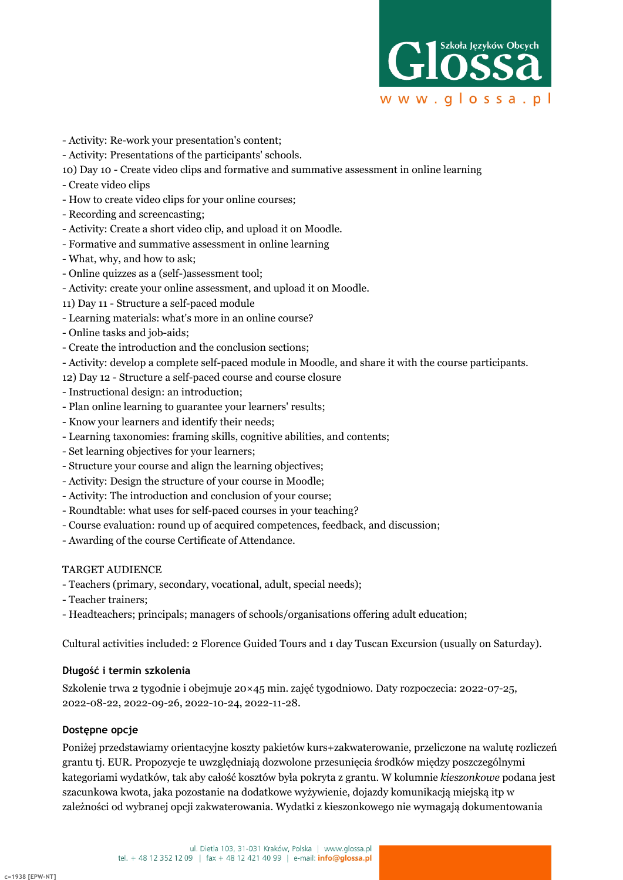- Activity: Re-work your presentation's content;
- Activity: Presentations of the participants' schools.

10) Day 10 - Create video clips and formative and summative assessment in online learning
- Create video clips
- How to create video clips for your online courses;
- Recording and screencasting;
- Activity: Create a short video clip, and upload it on Moodle.
- Formative and summative assessment in online learning
- What, why, and how to ask;
- Online quizzes as a (self-)assessment tool;
- Activity: create your online assessment, and upload it on Moodle.

11) Day 11 - Structure a self-paced module
- Learning materials: what's more in an online course?
- Online tasks and job-aids;
- Create the introduction and the conclusion sections;
- Activity: develop a complete self-paced module in Moodle, and share it with the course participants.

12) Day 12 - Structure a self-paced course and course closure
- Instructional design: an introduction;
- Plan online learning to guarantee your learners' results;
- Know your learners and identify their needs;
- Learning taxonomies: framing skills, cognitive abilities, and contents;
- Set learning objectives for your learners;
- Structure your course and align the learning objectives;
- Activity: Design the structure of your course in Moodle;
- Activity: The introduction and conclusion of your course;
- Roundtable: what uses for self-paced courses in your teaching?
- Course evaluation: round up of acquired competences, feedback, and discussion;
- Awarding of the course Certificate of Attendance.

TARGET AUDIENCE
- Teachers (primary, secondary, vocational, adult, special needs);
- Teacher trainers;
- Headteachers; principals; managers of schools/organisations offering adult education;

Cultural activities included: 2 Florence Guided Tours and 1 day Tuscan Excursion (usually on Saturday).

### Długość i termin szkolenia

Szkolenie trwa 2 tygodnie i obejmuje 20×45 min. zajęć tygodniowo. Daty rozpoczecia: 2022-07-25, 2022-08-22, 2022-09-26, 2022-10-24, 2022-11-28.

### Dostępne opcje

Poniżej przedstawiamy orientacyjne koszty pakietów kurs+zakwaterowanie, przeliczone na walutę rozliczeń grantu tj. EUR. Propozycje te uwzględniają dozwolone przesunięcia środków między poszczególnymi kategoriami wydatków, tak aby całość kosztów była pokryta z grantu. W kolumnie *kieszonkowe* podana jest szacunkowa kwota, jaka pozostanie na dodatkowe wyżywienie, dojazdy komunikacją miejską itp w zależności od wybranej opcji zakwaterowania. Wydatki z kieszonkowego nie wymagają dokumentowania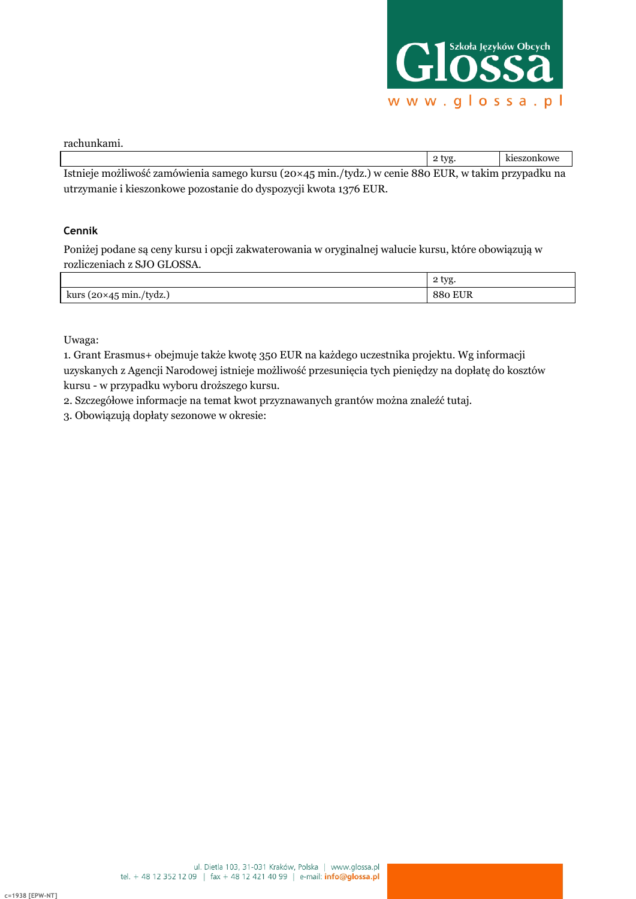rachunkami.

| | 2 tyg. | kieszonkowe |
|---|---|---|

Istnieje możliwość zamówienia samego kursu (20×45 min./tydz.) w cenie 880 EUR, w takim przypadku na utrzymanie i kieszonkowe pozostanie do dyspozycji kwota 1376 EUR.

### Cennik

Poniżej podane są ceny kursu i opcji zakwaterowania w oryginalnej walucie kursu, które obowiązują w rozliczeniach z SJO GLOSSA.

| | 2 tyg. |
|---|---|
| kurs (20×45 min./tydz.) | 880 EUR |

Uwaga:

1. Grant Erasmus+ obejmuje także kwotę 350 EUR na każdego uczestnika projektu. Wg informacji uzyskanych z Agencji Narodowej istnieje możliwość przesunięcia tych pieniędzy na dopłatę do kosztów kursu - w przypadku wyboru droższego kursu.
2. Szczegółowe informacje na temat kwot przyznawanych grantów można znaleźć tutaj.
3. Obowiązują dopłaty sezonowe w okresie: